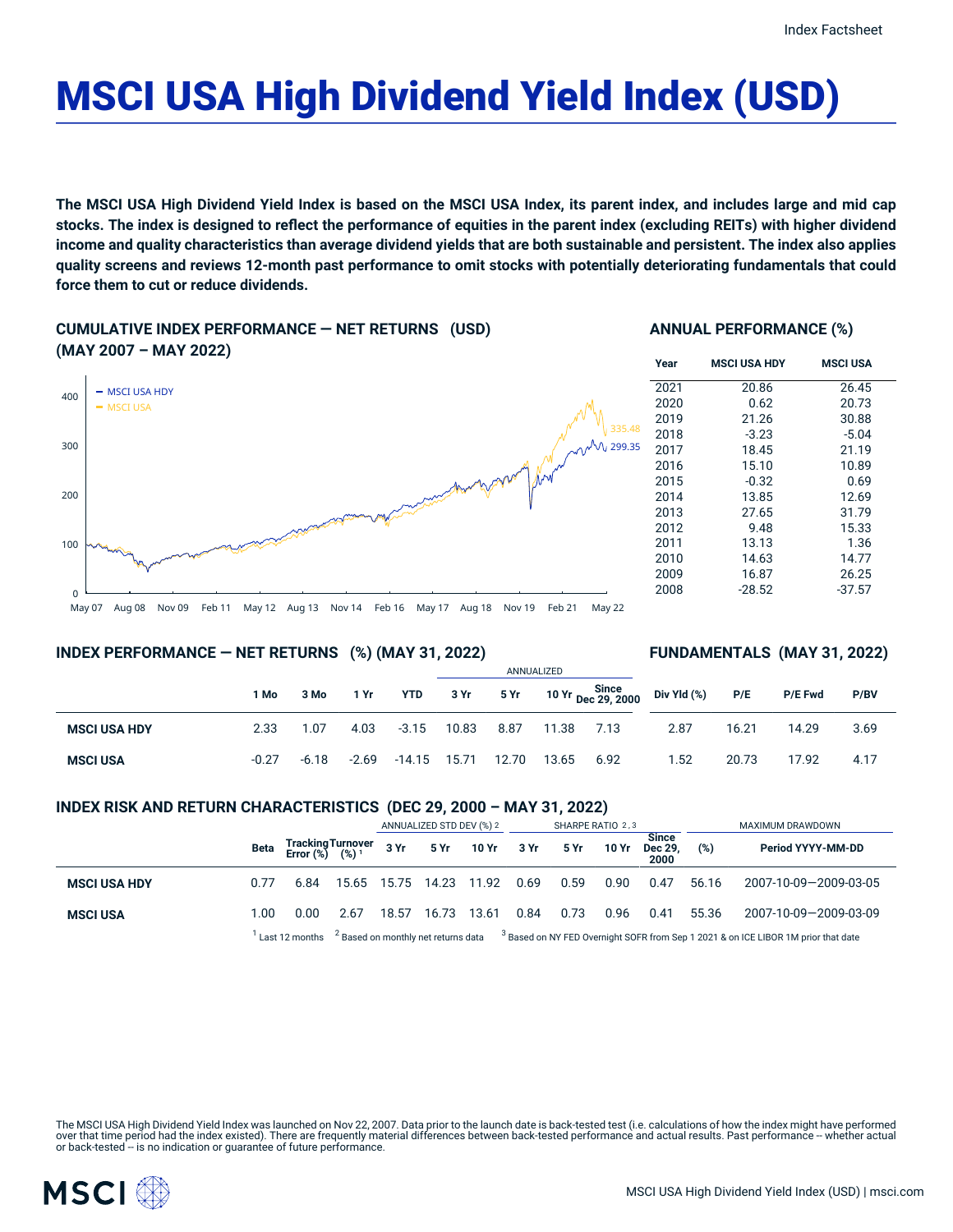Index Factsheet

# MSCI USA High Dividend Yield Index (USD)

**The MSCI USA High Dividend Yield Index is based on the MSCI USA Index, its parent index, and includes large and mid cap stocks. The index is designed to reflect the performance of equities in the parent index (excluding REITs) with higher dividend income and quality characteristics than average dividend yields that are both sustainable and persistent. The index also applies quality screens and reviews 12-month past performance to omit stocks with potentially deteriorating fundamentals that could force them to cut or reduce dividends.**

## CUMULATIVE INDEX PERFORMANCE — NET RETURNS (USD) (MAY 2007 – MAY 2022)

MSCI USA HDY: 299.35
MSCI USA: 335.48

## ANNUAL PERFORMANCE (%)

| Year | MSCI USA HDY | MSCI USA |
|---|---|---|
| 2021 | 20.86 | 26.45 |
| 2020 | 0.62 | 20.73 |
| 2019 | 21.26 | 30.88 |
| 2018 | -3.23 | -5.04 |
| 2017 | 18.45 | 21.19 |
| 2016 | 15.10 | 10.89 |
| 2015 | -0.32 | 0.69 |
| 2014 | 13.85 | 12.69 |
| 2013 | 27.65 | 31.79 |
| 2012 | 9.48 | 15.33 |
| 2011 | 13.13 | 1.36 |
| 2010 | 14.63 | 14.77 |
| 2009 | 16.87 | 26.25 |
| 2008 | -28.52 | -37.57 |

## INDEX PERFORMANCE — NET RETURNS (%) (MAY 31, 2022) / FUNDAMENTALS (MAY 31, 2022)

| | | | | | ANNUALIZED | | | | | | | |
|---|---|---|---|---|---|---|---|---|---|---|---|---|
| | 1 Mo | 3 Mo | 1 Yr | YTD | 3 Yr | 5 Yr | 10 Yr | Since Dec 29, 2000 | Div Yld (%) | P/E | P/E Fwd | P/BV |
| **MSCI USA HDY** | 2.33 | 1.07 | 4.03 | -3.15 | 10.83 | 8.87 | 11.38 | 7.13 | 2.87 | 16.21 | 14.29 | 3.69 |
| **MSCI USA** | -0.27 | -6.18 | -2.69 | -14.15 | 15.71 | 12.70 | 13.65 | 6.92 | 1.52 | 20.73 | 17.92 | 4.17 |

## INDEX RISK AND RETURN CHARACTERISTICS (DEC 29, 2000 – MAY 31, 2022)

| | | | | ANNUALIZED STD DEV (%) [2] | | | SHARPE RATIO [2,3] | | | | MAXIMUM DRAWDOWN | |
|---|---|---|---|---|---|---|---|---|---|---|---|---|
| | Beta | Tracking Error (%) | Turnover (%) [1] | 3 Yr | 5 Yr | 10 Yr | 3 Yr | 5 Yr | 10 Yr | Since Dec 29, 2000 | (%) | Period YYYY-MM-DD |
| **MSCI USA HDY** | 0.77 | 6.84 | 15.65 | 15.75 | 14.23 | 11.92 | 0.69 | 0.59 | 0.90 | 0.47 | 56.16 | 2007-10-09—2009-03-05 |
| **MSCI USA** | 1.00 | 0.00 | 2.67 | 18.57 | 16.73 | 13.61 | 0.84 | 0.73 | 0.96 | 0.41 | 55.36 | 2007-10-09—2009-03-09 |

[1] Last 12 months [2] Based on monthly net returns data [3] Based on NY FED Overnight SOFR from Sep 1 2021 & on ICE LIBOR 1M prior that date

The MSCI USA High Dividend Yield Index was launched on Nov 22, 2007. Data prior to the launch date is back-tested test (i.e. calculations of how the index might have performed over that time period had the index existed). There are frequently material differences between back-tested performance and actual results. Past performance -- whether actual or back-tested -- is no indication or guarantee of future performance.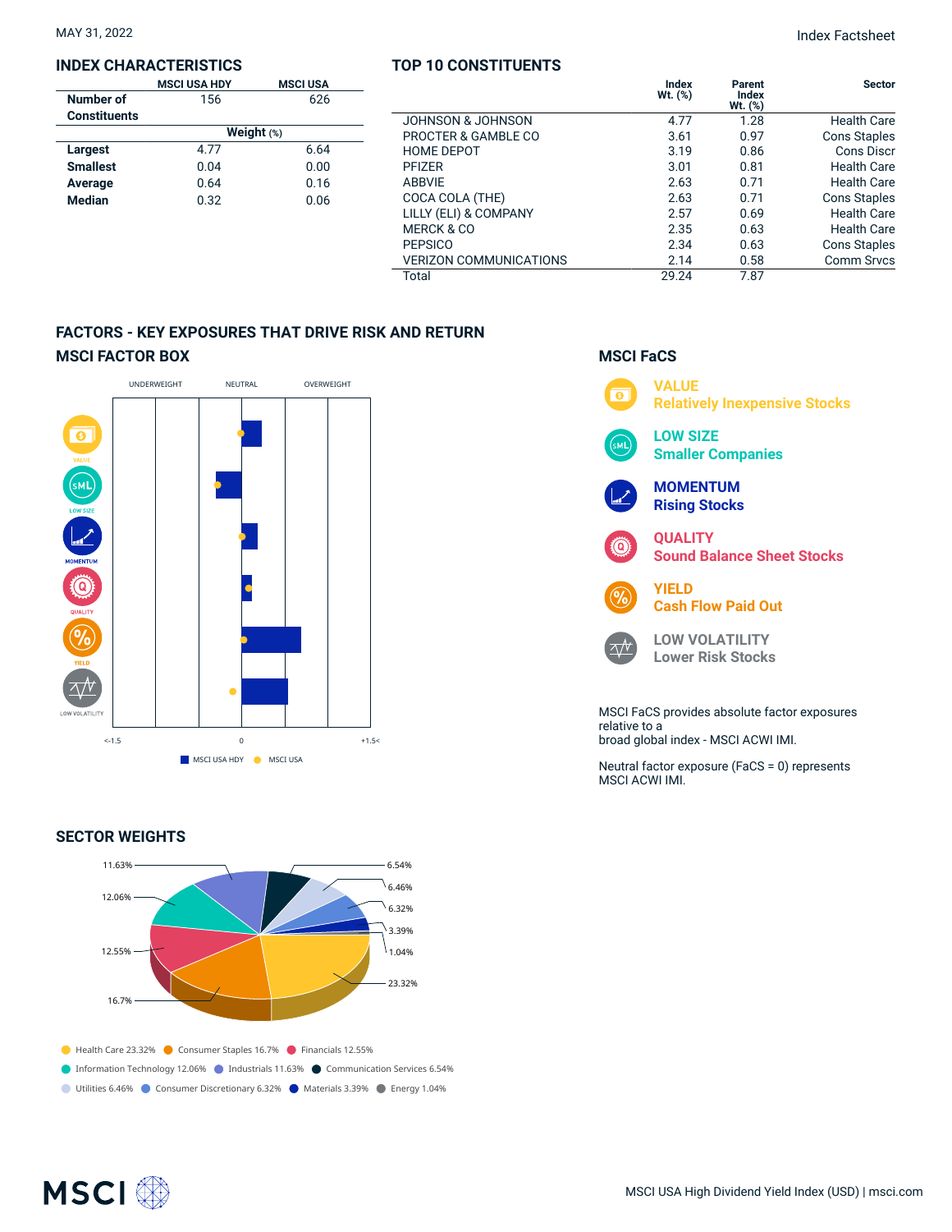MAY 31, 2022

Index Factsheet

## INDEX CHARACTERISTICS

| | MSCI USA HDY | MSCI USA |
|---|---|---|
| Number of Constituents | 156 | 626 |
| | Weight (%) | |
| Largest | 4.77 | 6.64 |
| Smallest | 0.04 | 0.00 |
| Average | 0.64 | 0.16 |
| Median | 0.32 | 0.06 |

## TOP 10 CONSTITUENTS

| | Index Wt. (%) | Parent Index Wt. (%) | Sector |
|---|---|---|---|
| JOHNSON & JOHNSON | 4.77 | 1.28 | Health Care |
| PROCTER & GAMBLE CO | 3.61 | 0.97 | Cons Staples |
| HOME DEPOT | 3.19 | 0.86 | Cons Discr |
| PFIZER | 3.01 | 0.81 | Health Care |
| ABBVIE | 2.63 | 0.71 | Health Care |
| COCA COLA (THE) | 2.63 | 0.71 | Cons Staples |
| LILLY (ELI) & COMPANY | 2.57 | 0.69 | Health Care |
| MERCK & CO | 2.35 | 0.63 | Health Care |
| PEPSICO | 2.34 | 0.63 | Cons Staples |
| VERIZON COMMUNICATIONS | 2.14 | 0.58 | Comm Srvcs |
| Total | 29.24 | 7.87 | |

## FACTORS - KEY EXPOSURES THAT DRIVE RISK AND RETURN

### MSCI FACTOR BOX

UNDERWEIGHT NEUTRAL OVERWEIGHT

VALUE, LOW SIZE, MOMENTUM, QUALITY, YIELD, LOW VOLATILITY

<-1.5 0 +1.5<

MSCI USA HDY MSCI USA

### MSCI FaCS

**VALUE** Relatively Inexpensive Stocks

**LOW SIZE** Smaller Companies

**MOMENTUM** Rising Stocks

**QUALITY** Sound Balance Sheet Stocks

**YIELD** Cash Flow Paid Out

**LOW VOLATILITY** Lower Risk Stocks

MSCI FaCS provides absolute factor exposures relative to a broad global index - MSCI ACWI IMI.

Neutral factor exposure (FaCS = 0) represents MSCI ACWI IMI.

## SECTOR WEIGHTS

- Health Care 23.32%
- Consumer Staples 16.7%
- Financials 12.55%
- Information Technology 12.06%
- Industrials 11.63%
- Communication Services 6.54%
- Utilities 6.46%
- Consumer Discretionary 6.32%
- Materials 3.39%
- Energy 1.04%

MSCI USA High Dividend Yield Index (USD) | msci.com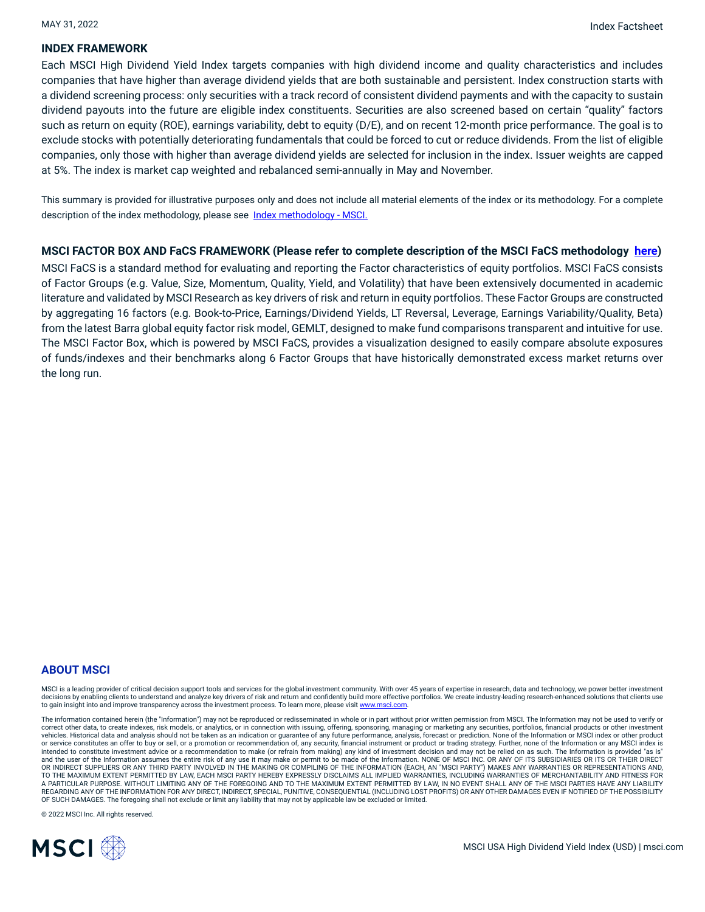## INDEX FRAMEWORK

Each MSCI High Dividend Yield Index targets companies with high dividend income and quality characteristics and includes companies that have higher than average dividend yields that are both sustainable and persistent. Index construction starts with a dividend screening process: only securities with a track record of consistent dividend payments and with the capacity to sustain dividend payouts into the future are eligible index constituents. Securities are also screened based on certain "quality" factors such as return on equity (ROE), earnings variability, debt to equity (D/E), and on recent 12-month price performance. The goal is to exclude stocks with potentially deteriorating fundamentals that could be forced to cut or reduce dividends. From the list of eligible companies, only those with higher than average dividend yields are selected for inclusion in the index. Issuer weights are capped at 5%. The index is market cap weighted and rebalanced semi-annually in May and November.

This summary is provided for illustrative purposes only and does not include all material elements of the index or its methodology. For a complete description of the index methodology, please see [Index methodology - MSCI.]()

## MSCI FACTOR BOX AND FaCS FRAMEWORK (Please refer to complete description of the MSCI FaCS methodology [here]())

MSCI FaCS is a standard method for evaluating and reporting the Factor characteristics of equity portfolios. MSCI FaCS consists of Factor Groups (e.g. Value, Size, Momentum, Quality, Yield, and Volatility) that have been extensively documented in academic literature and validated by MSCI Research as key drivers of risk and return in equity portfolios. These Factor Groups are constructed by aggregating 16 factors (e.g. Book-to-Price, Earnings/Dividend Yields, LT Reversal, Leverage, Earnings Variability/Quality, Beta) from the latest Barra global equity factor risk model, GEMLT, designed to make fund comparisons transparent and intuitive for use. The MSCI Factor Box, which is powered by MSCI FaCS, provides a visualization designed to easily compare absolute exposures of funds/indexes and their benchmarks along 6 Factor Groups that have historically demonstrated excess market returns over the long run.

## ABOUT MSCI

MSCI is a leading provider of critical decision support tools and services for the global investment community. With over 45 years of expertise in research, data and technology, we power better investment decisions by enabling clients to understand and analyze key drivers of risk and return and confidently build more effective portfolios. We create industry-leading research-enhanced solutions that clients use to gain insight into and improve transparency across the investment process. To learn more, please visit www.msci.com.

The information contained herein (the "Information") may not be reproduced or redisseminated in whole or in part without prior written permission from MSCI. The Information may not be used to verify or correct other data, to create indexes, risk models, or analytics, or in connection with issuing, offering, sponsoring, managing or marketing any securities, portfolios, financial products or other investment vehicles. Historical data and analysis should not be taken as an indication or guarantee of any future performance, analysis, forecast or prediction. None of the Information or MSCI index or other product or service constitutes an offer to buy or sell, or a promotion or recommendation of, any security, financial instrument or product or trading strategy. Further, none of the Information or any MSCI index is intended to constitute investment advice or a recommendation to make (or refrain from making) any kind of investment decision and may not be relied on as such. The Information is provided "as is" and the user of the Information assumes the entire risk of any use it may make or permit to be made of the Information. NONE OF MSCI INC. OR ANY OF ITS SUBSIDIARIES OR ITS OR THEIR DIRECT OR INDIRECT SUPPLIERS OR ANY THIRD PARTY INVOLVED IN THE MAKING OR COMPILING OF THE INFORMATION (EACH, AN "MSCI PARTY") MAKES ANY WARRANTIES OR REPRESENTATIONS AND, TO THE MAXIMUM EXTENT PERMITTED BY LAW, EACH MSCI PARTY HEREBY EXPRESSLY DISCLAIMS ALL IMPLIED WARRANTIES, INCLUDING WARRANTIES OF MERCHANTABILITY AND FITNESS FOR A PARTICULAR PURPOSE. WITHOUT LIMITING ANY OF THE FOREGOING AND TO THE MAXIMUM EXTENT PERMITTED BY LAW, IN NO EVENT SHALL ANY OF THE MSCI PARTIES HAVE ANY LIABILITY REGARDING ANY OF THE INFORMATION FOR ANY DIRECT, INDIRECT, SPECIAL, PUNITIVE, CONSEQUENTIAL (INCLUDING LOST PROFITS) OR ANY OTHER DAMAGES EVEN IF NOTIFIED OF THE POSSIBILITY OF SUCH DAMAGES. The foregoing shall not exclude or limit any liability that may not by applicable law be excluded or limited.

© 2022 MSCI Inc. All rights reserved.